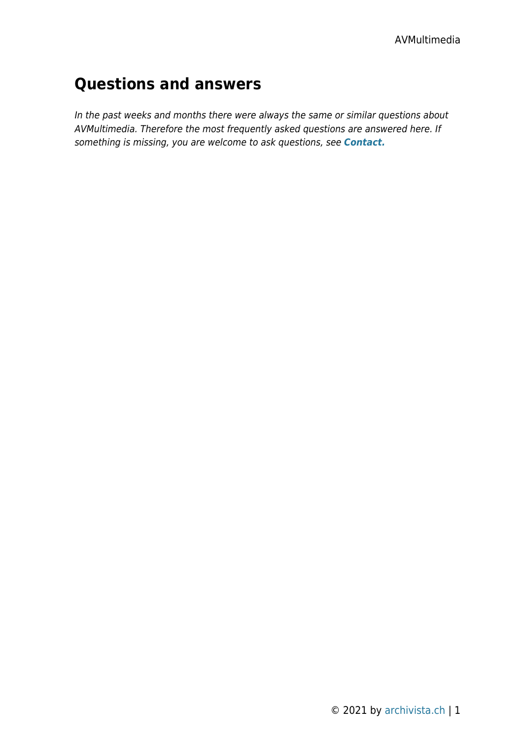# Questions and answers

*In the past weeks and months there were always the same or similar questions about AVMultimedia. Therefore the most frequently asked questions are answered here. If something is missing, you are welcome to ask questions, see **Contact.***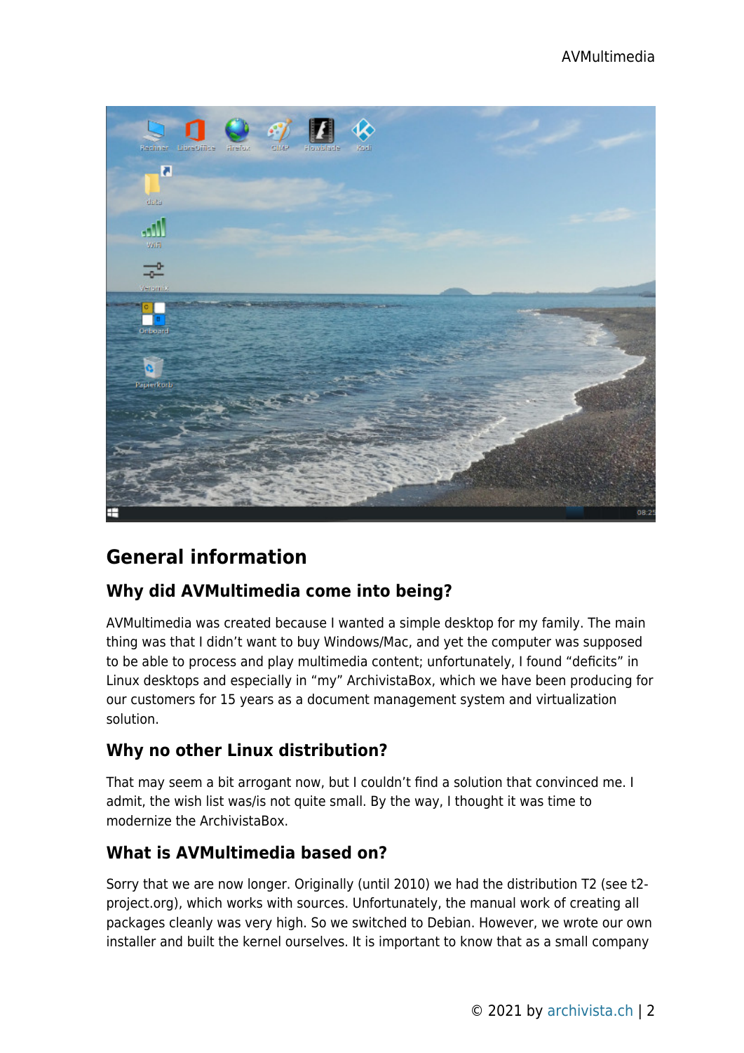## General information

### Why did AVMultimedia come into being?

AVMultimedia was created because I wanted a simple desktop for my family. The main thing was that I didn't want to buy Windows/Mac, and yet the computer was supposed to be able to process and play multimedia content; unfortunately, I found "deficits" in Linux desktops and especially in "my" ArchivistaBox, which we have been producing for our customers for 15 years as a document management system and virtualization solution.

### Why no other Linux distribution?

That may seem a bit arrogant now, but I couldn't find a solution that convinced me. I admit, the wish list was/is not quite small. By the way, I thought it was time to modernize the ArchivistaBox.

### What is AVMultimedia based on?

Sorry that we are now longer. Originally (until 2010) we had the distribution T2 (see t2-project.org), which works with sources. Unfortunately, the manual work of creating all packages cleanly was very high. So we switched to Debian. However, we wrote our own installer and built the kernel ourselves. It is important to know that as a small company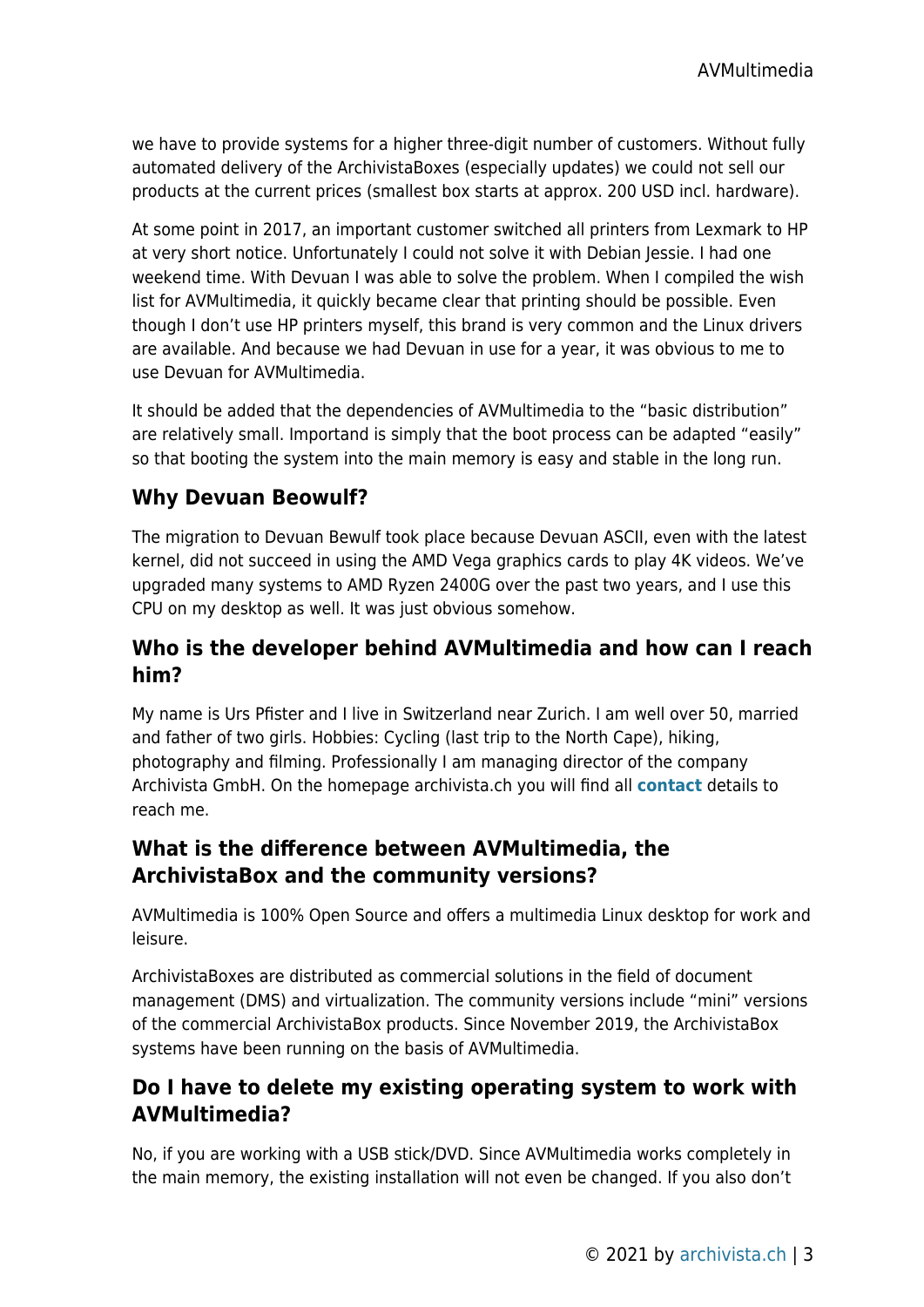we have to provide systems for a higher three-digit number of customers. Without fully automated delivery of the ArchivistaBoxes (especially updates) we could not sell our products at the current prices (smallest box starts at approx. 200 USD incl. hardware).

At some point in 2017, an important customer switched all printers from Lexmark to HP at very short notice. Unfortunately I could not solve it with Debian Jessie. I had one weekend time. With Devuan I was able to solve the problem. When I compiled the wish list for AVMultimedia, it quickly became clear that printing should be possible. Even though I don't use HP printers myself, this brand is very common and the Linux drivers are available. And because we had Devuan in use for a year, it was obvious to me to use Devuan for AVMultimedia.

It should be added that the dependencies of AVMultimedia to the "basic distribution" are relatively small. Importand is simply that the boot process can be adapted "easily" so that booting the system into the main memory is easy and stable in the long run.

## Why Devuan Beowulf?

The migration to Devuan Bewulf took place because Devuan ASCII, even with the latest kernel, did not succeed in using the AMD Vega graphics cards to play 4K videos. We've upgraded many systems to AMD Ryzen 2400G over the past two years, and I use this CPU on my desktop as well. It was just obvious somehow.

## Who is the developer behind AVMultimedia and how can I reach him?

My name is Urs Pfister and I live in Switzerland near Zurich. I am well over 50, married and father of two girls. Hobbies: Cycling (last trip to the North Cape), hiking, photography and filming. Professionally I am managing director of the company Archivista GmbH. On the homepage archivista.ch you will find all **contact** details to reach me.

## What is the difference between AVMultimedia, the ArchivistaBox and the community versions?

AVMultimedia is 100% Open Source and offers a multimedia Linux desktop for work and leisure.

ArchivistaBoxes are distributed as commercial solutions in the field of document management (DMS) and virtualization. The community versions include "mini" versions of the commercial ArchivistaBox products. Since November 2019, the ArchivistaBox systems have been running on the basis of AVMultimedia.

## Do I have to delete my existing operating system to work with AVMultimedia?

No, if you are working with a USB stick/DVD. Since AVMultimedia works completely in the main memory, the existing installation will not even be changed. If you also don't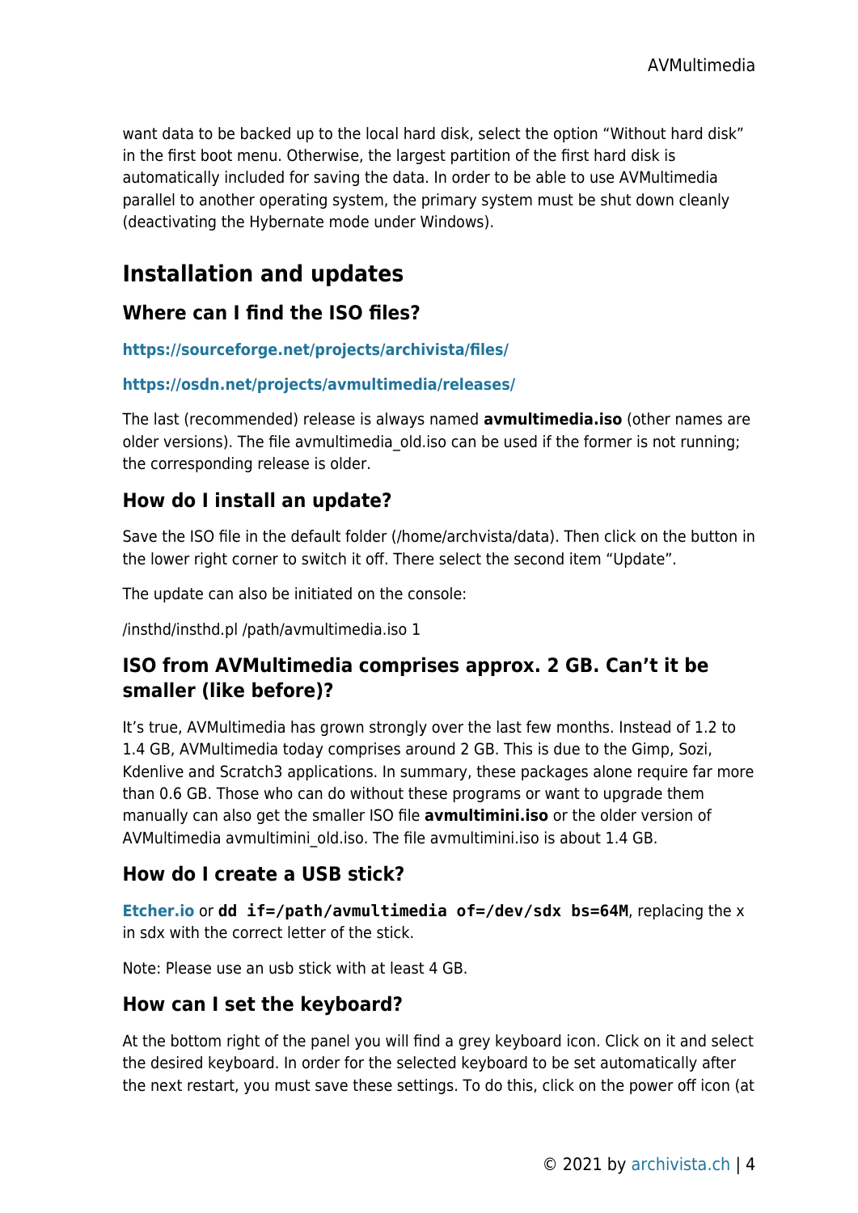want data to be backed up to the local hard disk, select the option “Without hard disk” in the first boot menu. Otherwise, the largest partition of the first hard disk is automatically included for saving the data. In order to be able to use AVMultimedia parallel to another operating system, the primary system must be shut down cleanly (deactivating the Hybernate mode under Windows).

## Installation and updates

### Where can I find the ISO files?

**https://sourceforge.net/projects/archivista/files/**

**https://osdn.net/projects/avmultimedia/releases/**

The last (recommended) release is always named **avmultimedia.iso** (other names are older versions). The file avmultimedia_old.iso can be used if the former is not running; the corresponding release is older.

### How do I install an update?

Save the ISO file in the default folder (/home/archvista/data). Then click on the button in the lower right corner to switch it off. There select the second item “Update”.

The update can also be initiated on the console:

/insthd/insthd.pl /path/avmultimedia.iso 1

### ISO from AVMultimedia comprises approx. 2 GB. Can’t it be smaller (like before)?

It’s true, AVMultimedia has grown strongly over the last few months. Instead of 1.2 to 1.4 GB, AVMultimedia today comprises around 2 GB. This is due to the Gimp, Sozi, Kdenlive and Scratch3 applications. In summary, these packages alone require far more than 0.6 GB. Those who can do without these programs or want to upgrade them manually can also get the smaller ISO file **avmultimini.iso** or the older version of AVMultimedia avmultimini_old.iso. The file avmultimini.iso is about 1.4 GB.

### How do I create a USB stick?

**Etcher.io** or `dd if=/path/avmultimedia of=/dev/sdx bs=64M`, replacing the x in sdx with the correct letter of the stick.

Note: Please use an usb stick with at least 4 GB.

### How can I set the keyboard?

At the bottom right of the panel you will find a grey keyboard icon. Click on it and select the desired keyboard. In order for the selected keyboard to be set automatically after the next restart, you must save these settings. To do this, click on the power off icon (at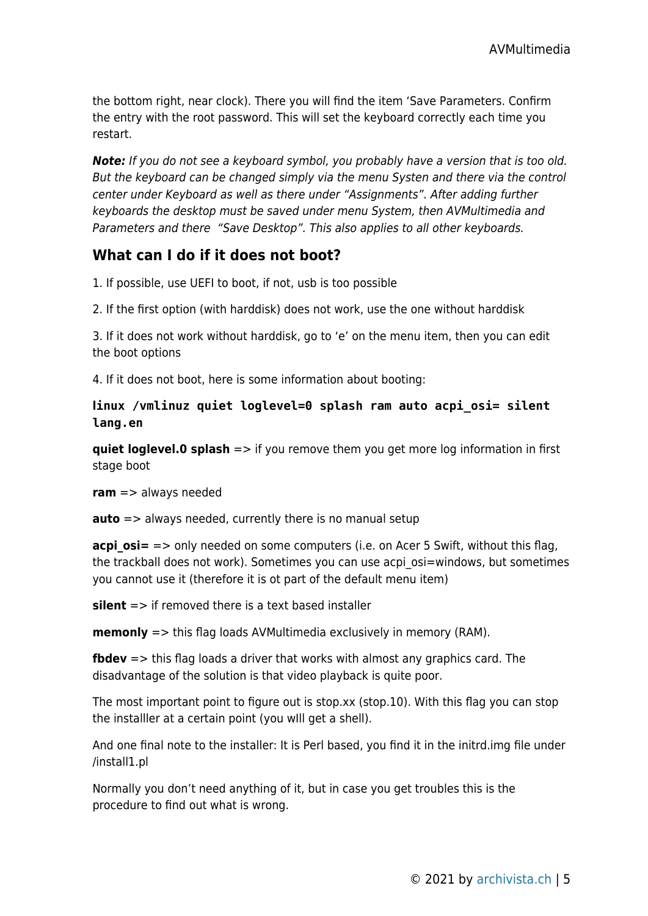the bottom right, near clock). There you will find the item 'Save Parameters. Confirm the entry with the root password. This will set the keyboard correctly each time you restart.

***Note:*** *If you do not see a keyboard symbol, you probably have a version that is too old. But the keyboard can be changed simply via the menu Systen and there via the control center under Keyboard as well as there under "Assignments". After adding further keyboards the desktop must be saved under menu System, then AVMultimedia and Parameters and there "Save Desktop". This also applies to all other keyboards.*

## What can I do if it does not boot?

1. If possible, use UEFI to boot, if not, usb is too possible

2. If the first option (with harddisk) does not work, use the one without harddisk

3. If it does not work without harddisk, go to 'e' on the menu item, then you can edit the boot options

4. If it does not boot, here is some information about booting:

```
linux /vmlinuz quiet loglevel=0 splash ram auto acpi_osi= silent lang.en
```

**quiet loglevel.0 splash** => if you remove them you get more log information in first stage boot

**ram** => always needed

**auto** => always needed, currently there is no manual setup

**acpi_osi=** => only needed on some computers (i.e. on Acer 5 Swift, without this flag, the trackball does not work). Sometimes you can use acpi_osi=windows, but sometimes you cannot use it (therefore it is ot part of the default menu item)

**silent** => if removed there is a text based installer

**memonly** => this flag loads AVMultimedia exclusively in memory (RAM).

**fbdev** => this flag loads a driver that works with almost any graphics card. The disadvantage of the solution is that video playback is quite poor.

The most important point to figure out is stop.xx (stop.10). With this flag you can stop the installler at a certain point (you wlll get a shell).

And one final note to the installer: It is Perl based, you find it in the initrd.img file under /install1.pl

Normally you don't need anything of it, but in case you get troubles this is the procedure to find out what is wrong.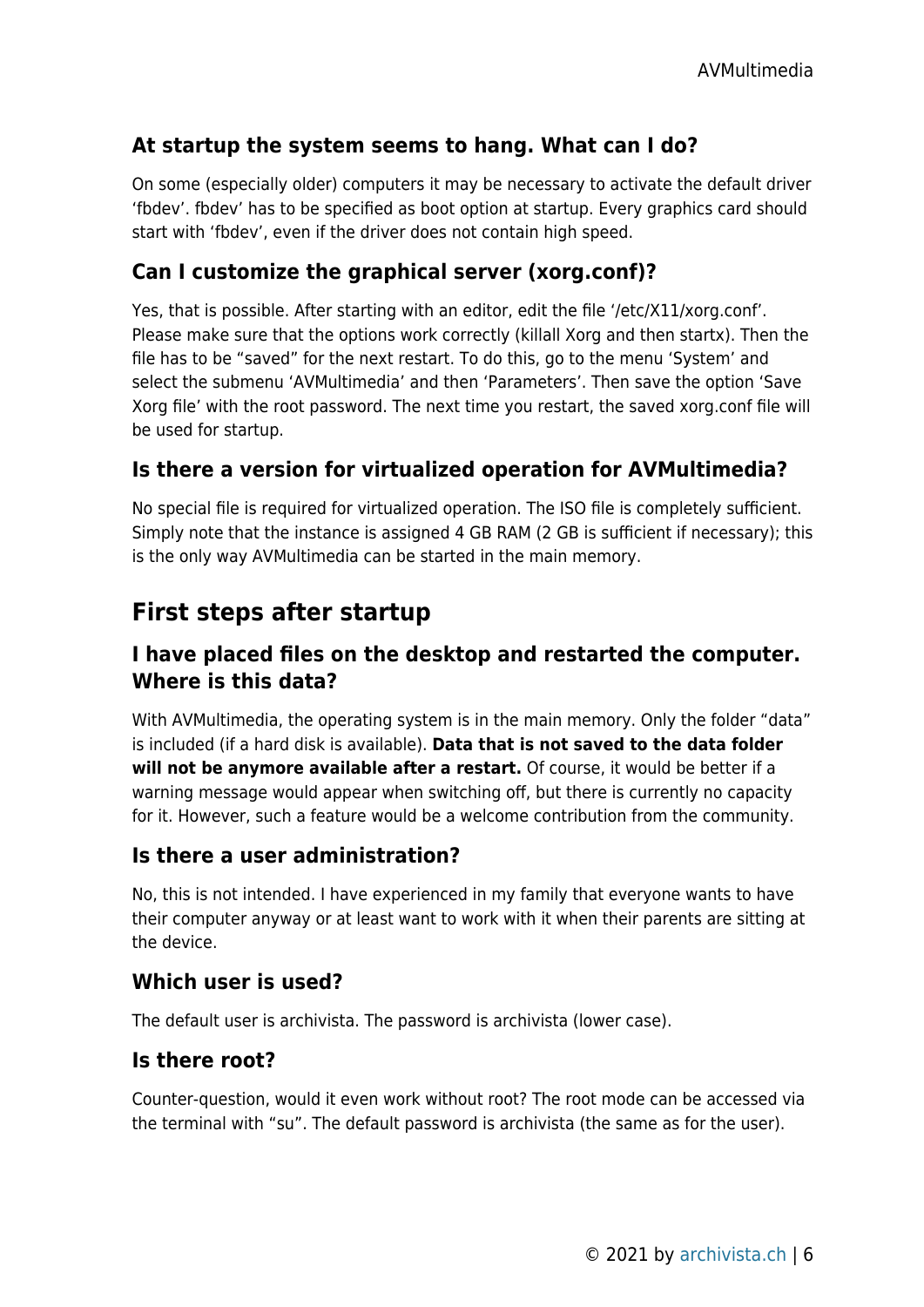### At startup the system seems to hang. What can I do?

On some (especially older) computers it may be necessary to activate the default driver 'fbdev'. fbdev' has to be specified as boot option at startup. Every graphics card should start with 'fbdev', even if the driver does not contain high speed.

### Can I customize the graphical server (xorg.conf)?

Yes, that is possible. After starting with an editor, edit the file '/etc/X11/xorg.conf'. Please make sure that the options work correctly (killall Xorg and then startx). Then the file has to be "saved" for the next restart. To do this, go to the menu 'System' and select the submenu 'AVMultimedia' and then 'Parameters'. Then save the option 'Save Xorg file' with the root password. The next time you restart, the saved xorg.conf file will be used for startup.

### Is there a version for virtualized operation for AVMultimedia?

No special file is required for virtualized operation. The ISO file is completely sufficient. Simply note that the instance is assigned 4 GB RAM (2 GB is sufficient if necessary); this is the only way AVMultimedia can be started in the main memory.

## First steps after startup

### I have placed files on the desktop and restarted the computer. Where is this data?

With AVMultimedia, the operating system is in the main memory. Only the folder "data" is included (if a hard disk is available). **Data that is not saved to the data folder will not be anymore available after a restart.** Of course, it would be better if a warning message would appear when switching off, but there is currently no capacity for it. However, such a feature would be a welcome contribution from the community.

### Is there a user administration?

No, this is not intended. I have experienced in my family that everyone wants to have their computer anyway or at least want to work with it when their parents are sitting at the device.

### Which user is used?

The default user is archivista. The password is archivista (lower case).

### Is there root?

Counter-question, would it even work without root? The root mode can be accessed via the terminal with "su". The default password is archivista (the same as for the user).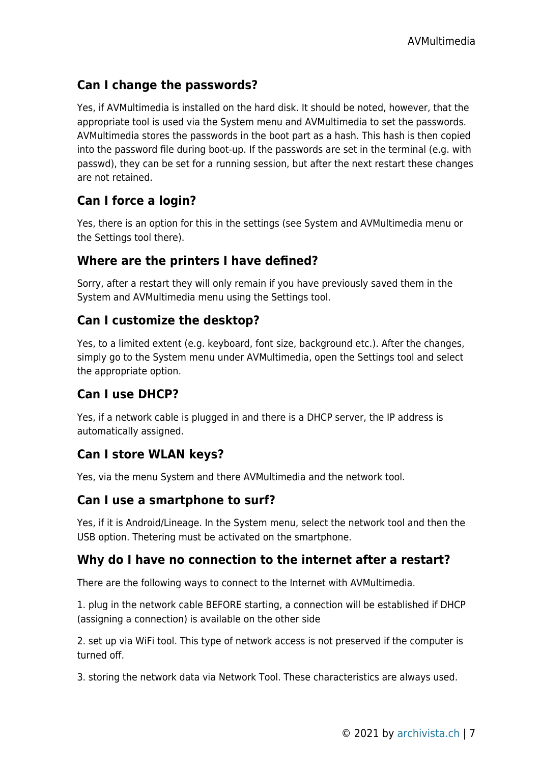### Can I change the passwords?

Yes, if AVMultimedia is installed on the hard disk. It should be noted, however, that the appropriate tool is used via the System menu and AVMultimedia to set the passwords. AVMultimedia stores the passwords in the boot part as a hash. This hash is then copied into the password file during boot-up. If the passwords are set in the terminal (e.g. with passwd), they can be set for a running session, but after the next restart these changes are not retained.

### Can I force a login?

Yes, there is an option for this in the settings (see System and AVMultimedia menu or the Settings tool there).

### Where are the printers I have defined?

Sorry, after a restart they will only remain if you have previously saved them in the System and AVMultimedia menu using the Settings tool.

### Can I customize the desktop?

Yes, to a limited extent (e.g. keyboard, font size, background etc.). After the changes, simply go to the System menu under AVMultimedia, open the Settings tool and select the appropriate option.

### Can I use DHCP?

Yes, if a network cable is plugged in and there is a DHCP server, the IP address is automatically assigned.

### Can I store WLAN keys?

Yes, via the menu System and there AVMultimedia and the network tool.

### Can I use a smartphone to surf?

Yes, if it is Android/Lineage. In the System menu, select the network tool and then the USB option. Thetering must be activated on the smartphone.

### Why do I have no connection to the internet after a restart?

There are the following ways to connect to the Internet with AVMultimedia.

1. plug in the network cable BEFORE starting, a connection will be established if DHCP (assigning a connection) is available on the other side

2. set up via WiFi tool. This type of network access is not preserved if the computer is turned off.

3. storing the network data via Network Tool. These characteristics are always used.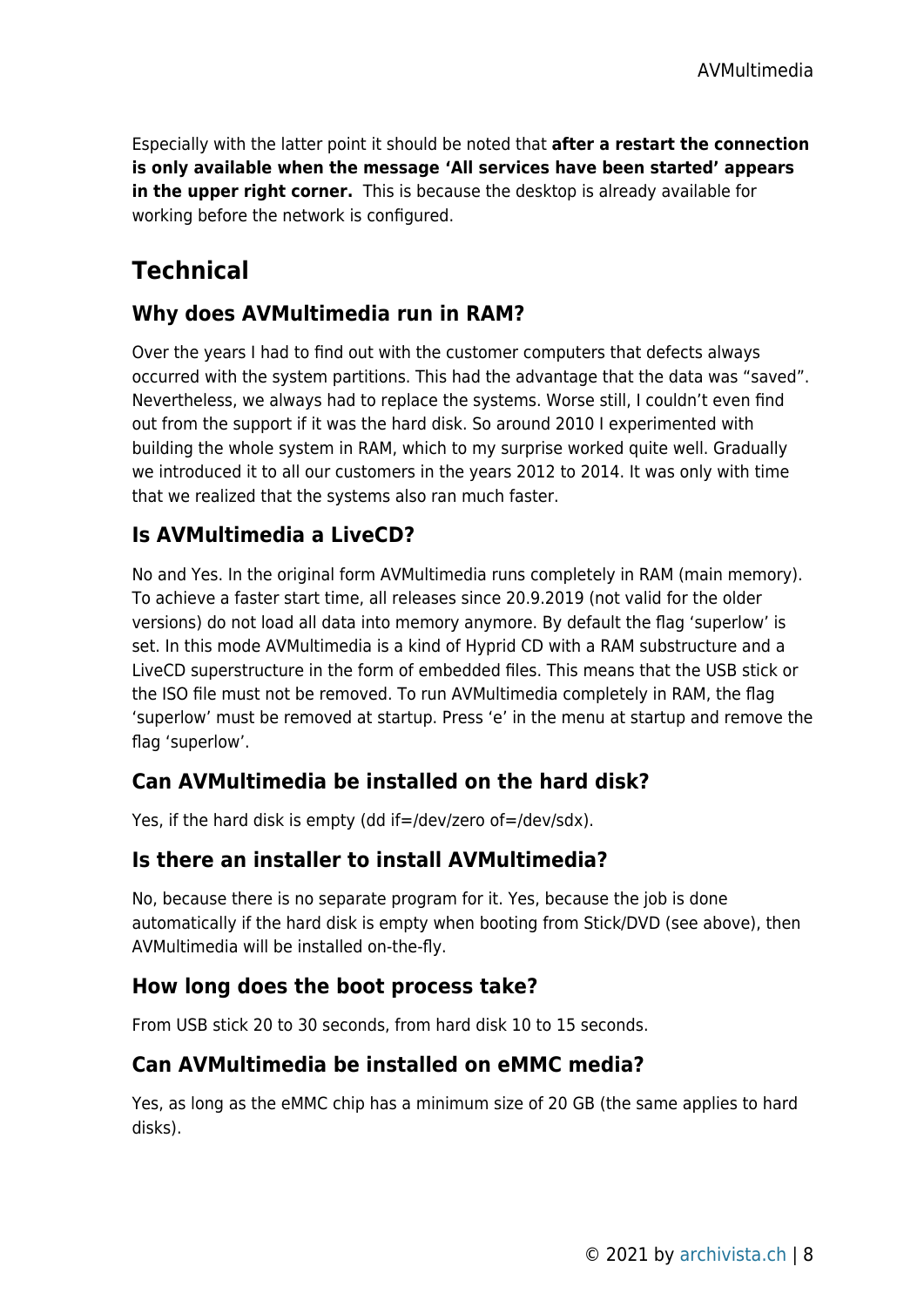Especially with the latter point it should be noted that **after a restart the connection is only available when the message 'All services have been started' appears in the upper right corner.** This is because the desktop is already available for working before the network is configured.

## Technical

### Why does AVMultimedia run in RAM?

Over the years I had to find out with the customer computers that defects always occurred with the system partitions. This had the advantage that the data was "saved". Nevertheless, we always had to replace the systems. Worse still, I couldn't even find out from the support if it was the hard disk. So around 2010 I experimented with building the whole system in RAM, which to my surprise worked quite well. Gradually we introduced it to all our customers in the years 2012 to 2014. It was only with time that we realized that the systems also ran much faster.

### Is AVMultimedia a LiveCD?

No and Yes. In the original form AVMultimedia runs completely in RAM (main memory). To achieve a faster start time, all releases since 20.9.2019 (not valid for the older versions) do not load all data into memory anymore. By default the flag 'superlow' is set. In this mode AVMultimedia is a kind of Hyprid CD with a RAM substructure and a LiveCD superstructure in the form of embedded files. This means that the USB stick or the ISO file must not be removed. To run AVMultimedia completely in RAM, the flag 'superlow' must be removed at startup. Press 'e' in the menu at startup and remove the flag 'superlow'.

### Can AVMultimedia be installed on the hard disk?

Yes, if the hard disk is empty (dd if=/dev/zero of=/dev/sdx).

### Is there an installer to install AVMultimedia?

No, because there is no separate program for it. Yes, because the job is done automatically if the hard disk is empty when booting from Stick/DVD (see above), then AVMultimedia will be installed on-the-fly.

### How long does the boot process take?

From USB stick 20 to 30 seconds, from hard disk 10 to 15 seconds.

### Can AVMultimedia be installed on eMMC media?

Yes, as long as the eMMC chip has a minimum size of 20 GB (the same applies to hard disks).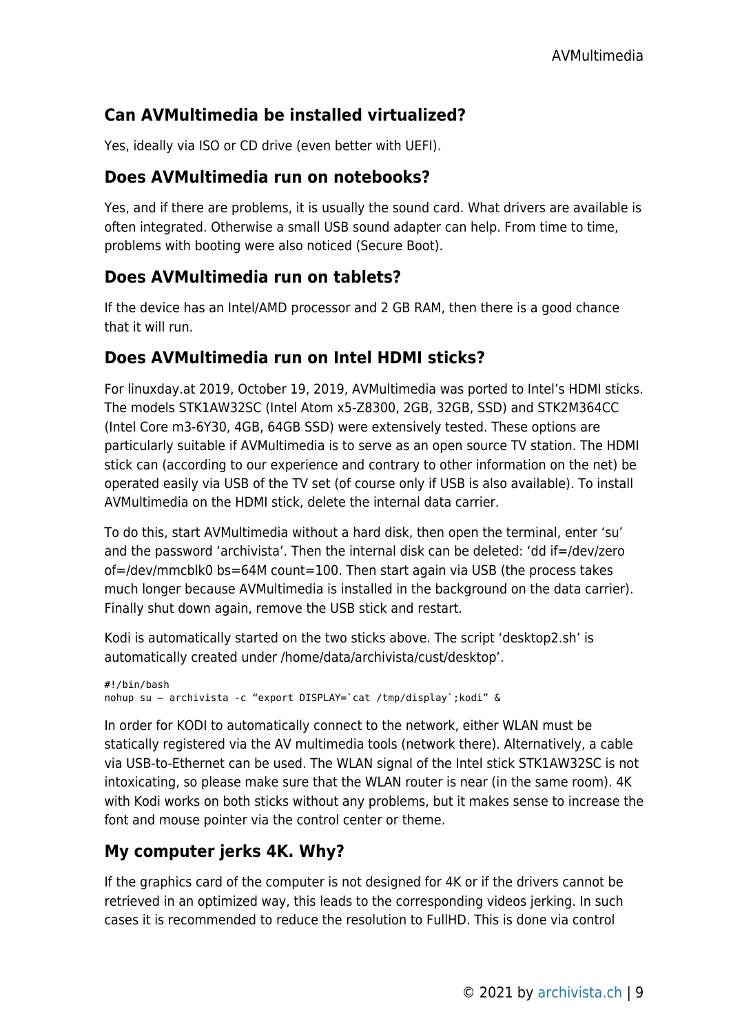## Can AVMultimedia be installed virtualized?

Yes, ideally via ISO or CD drive (even better with UEFI).

## Does AVMultimedia run on notebooks?

Yes, and if there are problems, it is usually the sound card. What drivers are available is often integrated. Otherwise a small USB sound adapter can help. From time to time, problems with booting were also noticed (Secure Boot).

## Does AVMultimedia run on tablets?

If the device has an Intel/AMD processor and 2 GB RAM, then there is a good chance that it will run.

## Does AVMultimedia run on Intel HDMI sticks?

For linuxday.at 2019, October 19, 2019, AVMultimedia was ported to Intel's HDMI sticks. The models STK1AW32SC (Intel Atom x5-Z8300, 2GB, 32GB, SSD) and STK2M364CC (Intel Core m3-6Y30, 4GB, 64GB SSD) were extensively tested. These options are particularly suitable if AVMultimedia is to serve as an open source TV station. The HDMI stick can (according to our experience and contrary to other information on the net) be operated easily via USB of the TV set (of course only if USB is also available). To install AVMultimedia on the HDMI stick, delete the internal data carrier.

To do this, start AVMultimedia without a hard disk, then open the terminal, enter 'su' and the password 'archivista'. Then the internal disk can be deleted: 'dd if=/dev/zero of=/dev/mmcblk0 bs=64M count=100. Then start again via USB (the process takes much longer because AVMultimedia is installed in the background on the data carrier). Finally shut down again, remove the USB stick and restart.

Kodi is automatically started on the two sticks above. The script 'desktop2.sh' is automatically created under /home/data/archivista/cust/desktop'.

```
#!/bin/bash
nohup su – archivista -c “export DISPLAY=`cat /tmp/display`;kodi” &
```

In order for KODI to automatically connect to the network, either WLAN must be statically registered via the AV multimedia tools (network there). Alternatively, a cable via USB-to-Ethernet can be used. The WLAN signal of the Intel stick STK1AW32SC is not intoxicating, so please make sure that the WLAN router is near (in the same room). 4K with Kodi works on both sticks without any problems, but it makes sense to increase the font and mouse pointer via the control center or theme.

## My computer jerks 4K. Why?

If the graphics card of the computer is not designed for 4K or if the drivers cannot be retrieved in an optimized way, this leads to the corresponding videos jerking. In such cases it is recommended to reduce the resolution to FullHD. This is done via control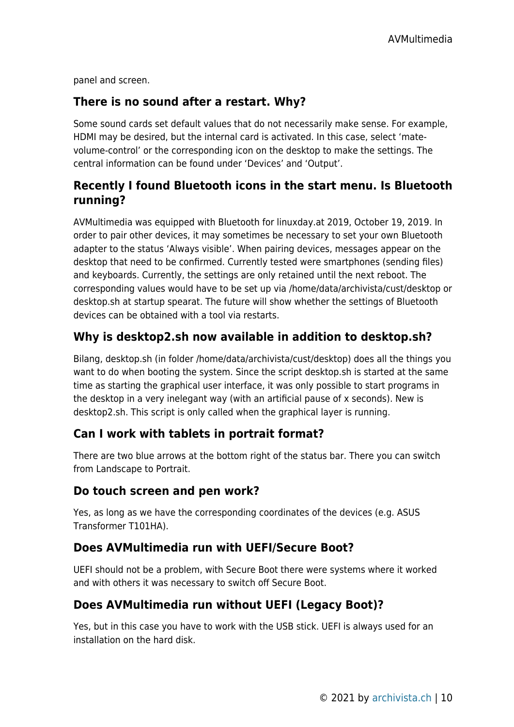panel and screen.

### There is no sound after a restart. Why?

Some sound cards set default values that do not necessarily make sense. For example, HDMI may be desired, but the internal card is activated. In this case, select 'mate-volume-control' or the corresponding icon on the desktop to make the settings. The central information can be found under 'Devices' and 'Output'.

### Recently I found Bluetooth icons in the start menu. Is Bluetooth running?

AVMultimedia was equipped with Bluetooth for linuxday.at 2019, October 19, 2019. In order to pair other devices, it may sometimes be necessary to set your own Bluetooth adapter to the status 'Always visible'. When pairing devices, messages appear on the desktop that need to be confirmed. Currently tested were smartphones (sending files) and keyboards. Currently, the settings are only retained until the next reboot. The corresponding values would have to be set up via /home/data/archivista/cust/desktop or desktop.sh at startup spearat. The future will show whether the settings of Bluetooth devices can be obtained with a tool via restarts.

### Why is desktop2.sh now available in addition to desktop.sh?

Bilang, desktop.sh (in folder /home/data/archivista/cust/desktop) does all the things you want to do when booting the system. Since the script desktop.sh is started at the same time as starting the graphical user interface, it was only possible to start programs in the desktop in a very inelegant way (with an artificial pause of x seconds). New is desktop2.sh. This script is only called when the graphical layer is running.

### Can I work with tablets in portrait format?

There are two blue arrows at the bottom right of the status bar. There you can switch from Landscape to Portrait.

### Do touch screen and pen work?

Yes, as long as we have the corresponding coordinates of the devices (e.g. ASUS Transformer T101HA).

### Does AVMultimedia run with UEFI/Secure Boot?

UEFI should not be a problem, with Secure Boot there were systems where it worked and with others it was necessary to switch off Secure Boot.

### Does AVMultimedia run without UEFI (Legacy Boot)?

Yes, but in this case you have to work with the USB stick. UEFI is always used for an installation on the hard disk.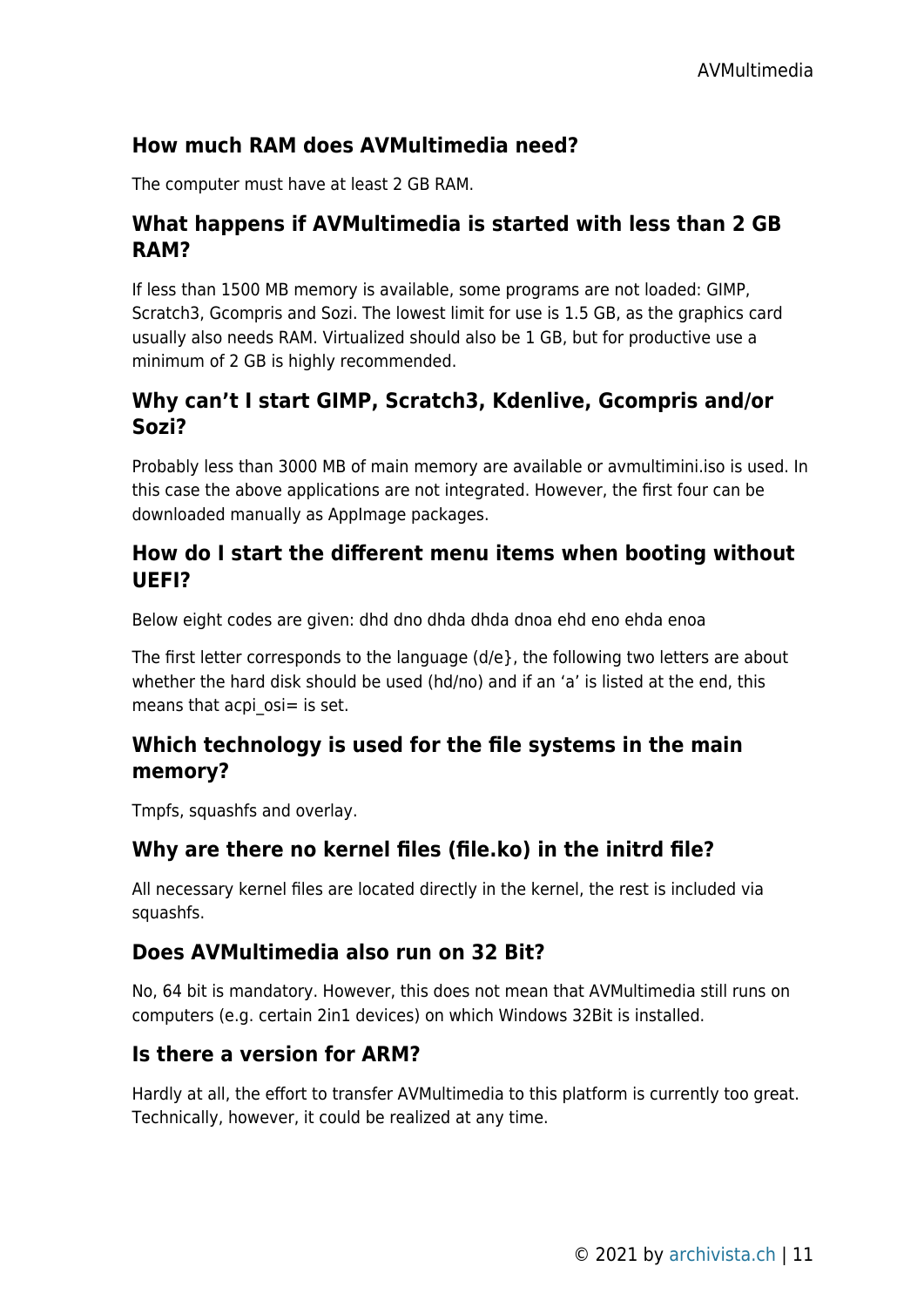### How much RAM does AVMultimedia need?

The computer must have at least 2 GB RAM.

### What happens if AVMultimedia is started with less than 2 GB RAM?

If less than 1500 MB memory is available, some programs are not loaded: GIMP, Scratch3, Gcompris and Sozi. The lowest limit for use is 1.5 GB, as the graphics card usually also needs RAM. Virtualized should also be 1 GB, but for productive use a minimum of 2 GB is highly recommended.

### Why can't I start GIMP, Scratch3, Kdenlive, Gcompris and/or Sozi?

Probably less than 3000 MB of main memory are available or avmultimini.iso is used. In this case the above applications are not integrated. However, the first four can be downloaded manually as AppImage packages.

### How do I start the different menu items when booting without UEFI?

Below eight codes are given: dhd dno dhda dhda dnoa ehd eno ehda enoa

The first letter corresponds to the language (d/e}, the following two letters are about whether the hard disk should be used (hd/no) and if an 'a' is listed at the end, this means that acpi_osi= is set.

### Which technology is used for the file systems in the main memory?

Tmpfs, squashfs and overlay.

### Why are there no kernel files (file.ko) in the initrd file?

All necessary kernel files are located directly in the kernel, the rest is included via squashfs.

### Does AVMultimedia also run on 32 Bit?

No, 64 bit is mandatory. However, this does not mean that AVMultimedia still runs on computers (e.g. certain 2in1 devices) on which Windows 32Bit is installed.

### Is there a version for ARM?

Hardly at all, the effort to transfer AVMultimedia to this platform is currently too great. Technically, however, it could be realized at any time.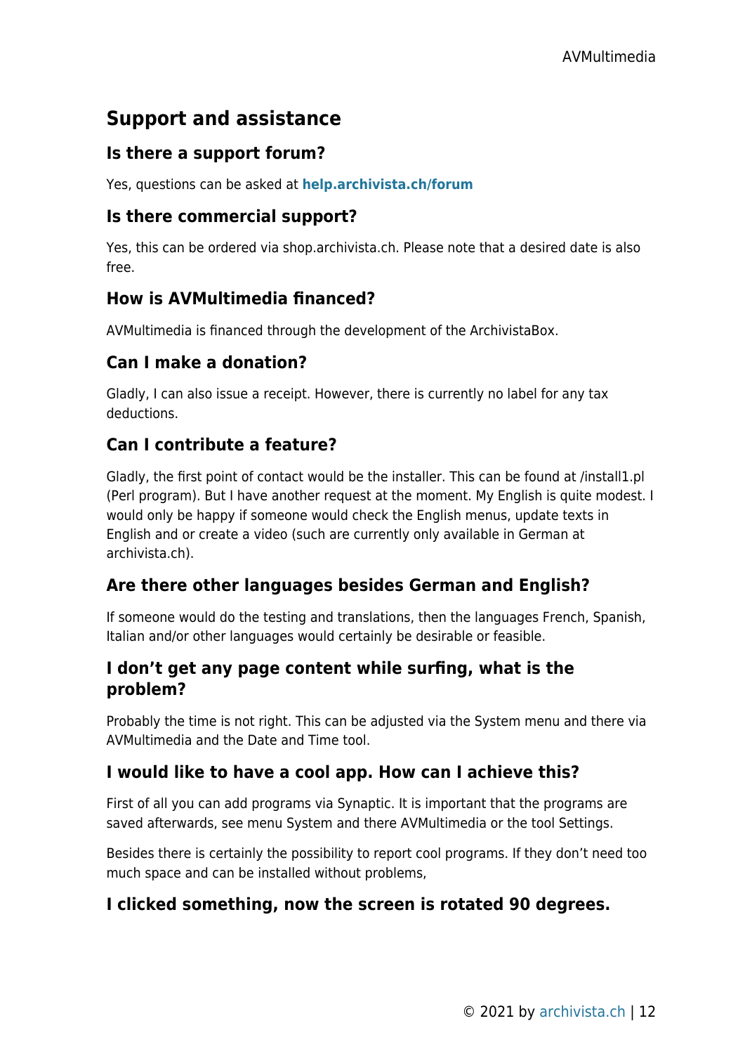## Support and assistance

### Is there a support forum?

Yes, questions can be asked at **help.archivista.ch/forum**

### Is there commercial support?

Yes, this can be ordered via shop.archivista.ch. Please note that a desired date is also free.

### How is AVMultimedia financed?

AVMultimedia is financed through the development of the ArchivistaBox.

### Can I make a donation?

Gladly, I can also issue a receipt. However, there is currently no label for any tax deductions.

### Can I contribute a feature?

Gladly, the first point of contact would be the installer. This can be found at /install1.pl (Perl program). But I have another request at the moment. My English is quite modest. I would only be happy if someone would check the English menus, update texts in English and or create a video (such are currently only available in German at archivista.ch).

### Are there other languages besides German and English?

If someone would do the testing and translations, then the languages French, Spanish, Italian and/or other languages would certainly be desirable or feasible.

### I don't get any page content while surfing, what is the problem?

Probably the time is not right. This can be adjusted via the System menu and there via AVMultimedia and the Date and Time tool.

### I would like to have a cool app. How can I achieve this?

First of all you can add programs via Synaptic. It is important that the programs are saved afterwards, see menu System and there AVMultimedia or the tool Settings.

Besides there is certainly the possibility to report cool programs. If they don't need too much space and can be installed without problems,

### I clicked something, now the screen is rotated 90 degrees.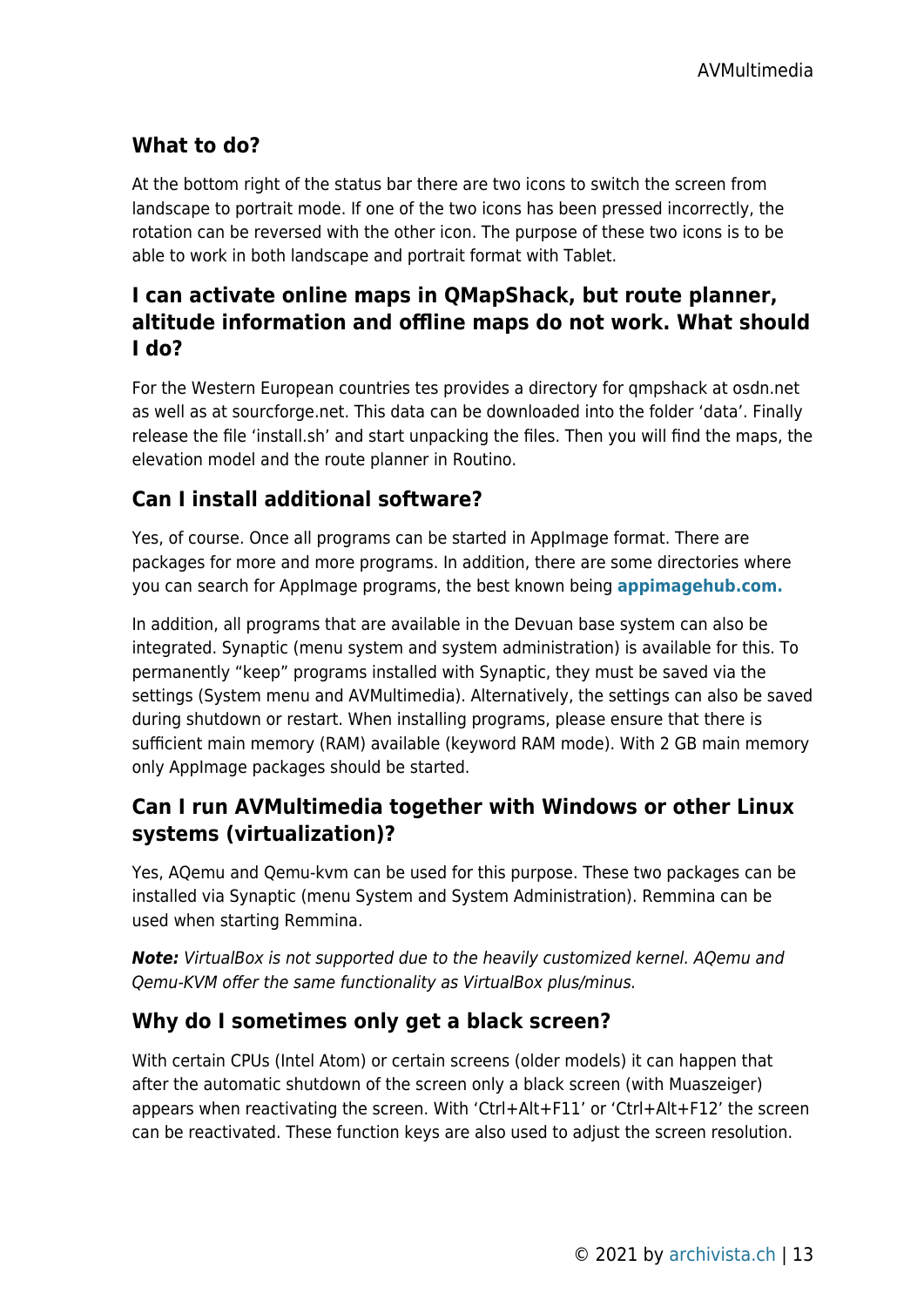### What to do?

At the bottom right of the status bar there are two icons to switch the screen from landscape to portrait mode. If one of the two icons has been pressed incorrectly, the rotation can be reversed with the other icon. The purpose of these two icons is to be able to work in both landscape and portrait format with Tablet.

### I can activate online maps in QMapShack, but route planner, altitude information and offline maps do not work. What should I do?

For the Western European countries tes provides a directory for qmpshack at osdn.net as well as at sourcforge.net. This data can be downloaded into the folder 'data'. Finally release the file 'install.sh' and start unpacking the files. Then you will find the maps, the elevation model and the route planner in Routino.

### Can I install additional software?

Yes, of course. Once all programs can be started in AppImage format. There are packages for more and more programs. In addition, there are some directories where you can search for AppImage programs, the best known being **appimagehub.com.**

In addition, all programs that are available in the Devuan base system can also be integrated. Synaptic (menu system and system administration) is available for this. To permanently "keep" programs installed with Synaptic, they must be saved via the settings (System menu and AVMultimedia). Alternatively, the settings can also be saved during shutdown or restart. When installing programs, please ensure that there is sufficient main memory (RAM) available (keyword RAM mode). With 2 GB main memory only AppImage packages should be started.

### Can I run AVMultimedia together with Windows or other Linux systems (virtualization)?

Yes, AQemu and Qemu-kvm can be used for this purpose. These two packages can be installed via Synaptic (menu System and System Administration). Remmina can be used when starting Remmina.

***Note:*** *VirtualBox is not supported due to the heavily customized kernel. AQemu and Qemu-KVM offer the same functionality as VirtualBox plus/minus.*

### Why do I sometimes only get a black screen?

With certain CPUs (Intel Atom) or certain screens (older models) it can happen that after the automatic shutdown of the screen only a black screen (with Muaszeiger) appears when reactivating the screen. With 'Ctrl+Alt+F11' or 'Ctrl+Alt+F12' the screen can be reactivated. These function keys are also used to adjust the screen resolution.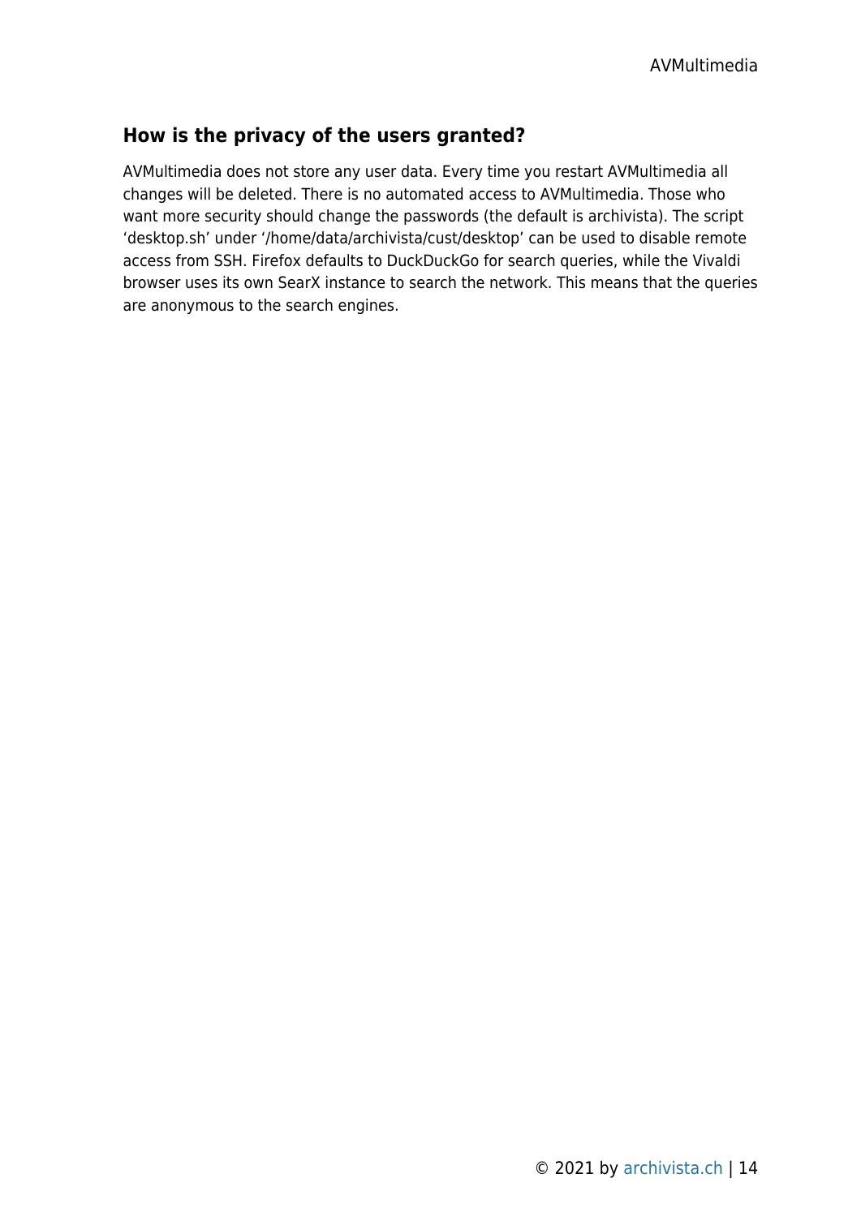## How is the privacy of the users granted?

AVMultimedia does not store any user data. Every time you restart AVMultimedia all changes will be deleted. There is no automated access to AVMultimedia. Those who want more security should change the passwords (the default is archivista). The script 'desktop.sh' under '/home/data/archivista/cust/desktop' can be used to disable remote access from SSH. Firefox defaults to DuckDuckGo for search queries, while the Vivaldi browser uses its own SearX instance to search the network. This means that the queries are anonymous to the search engines.